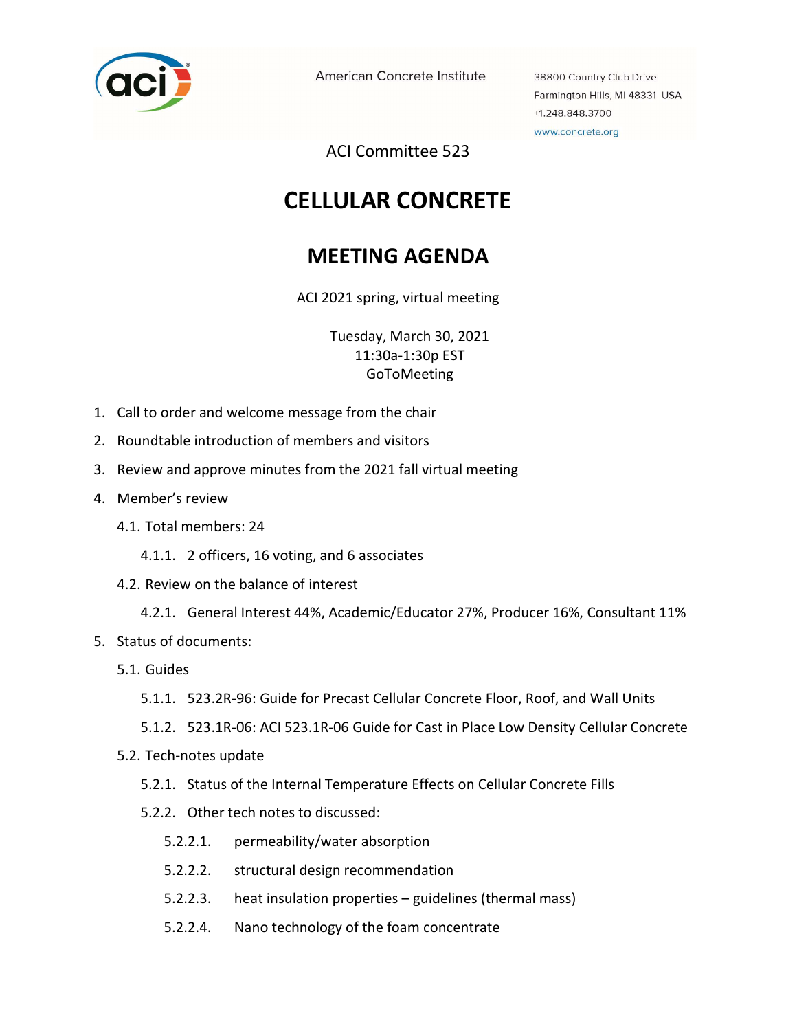American Concrete Institute

38800 Country Club Drive
Farmington Hills, MI 48331 USA
+1.248.848.3700
www.concrete.org

ACI Committee 523

# CELLULAR CONCRETE

## MEETING AGENDA

ACI 2021 spring, virtual meeting

Tuesday, March 30, 2021
11:30a-1:30p EST
GoToMeeting

1. Call to order and welcome message from the chair
2. Roundtable introduction of members and visitors
3. Review and approve minutes from the 2021 fall virtual meeting
4. Member's review
   - 4.1. Total members: 24
     - 4.1.1. 2 officers, 16 voting, and 6 associates
   - 4.2. Review on the balance of interest
     - 4.2.1. General Interest 44%, Academic/Educator 27%, Producer 16%, Consultant 11%
5. Status of documents:
   - 5.1. Guides
     - 5.1.1. 523.2R-96: Guide for Precast Cellular Concrete Floor, Roof, and Wall Units
     - 5.1.2. 523.1R-06: ACI 523.1R-06 Guide for Cast in Place Low Density Cellular Concrete
   - 5.2. Tech-notes update
     - 5.2.1. Status of the Internal Temperature Effects on Cellular Concrete Fills
     - 5.2.2. Other tech notes to discussed:
       - 5.2.2.1. permeability/water absorption
       - 5.2.2.2. structural design recommendation
       - 5.2.2.3. heat insulation properties – guidelines (thermal mass)
       - 5.2.2.4. Nano technology of the foam concentrate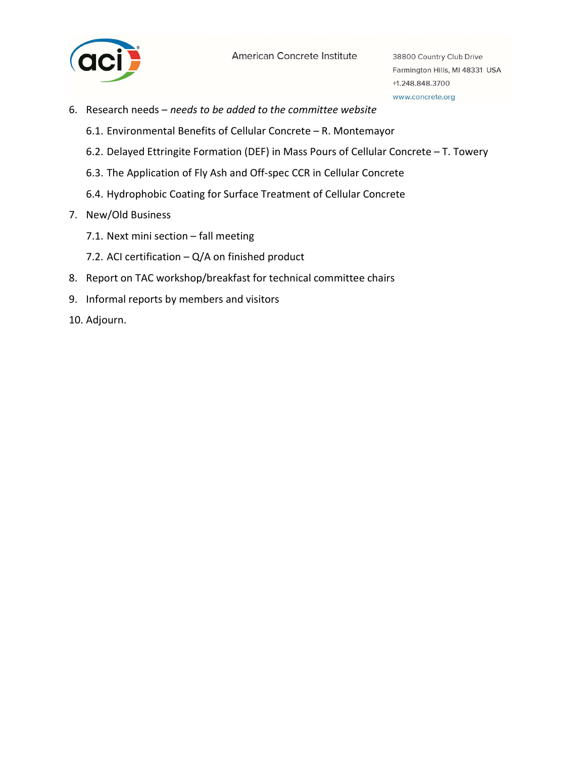6. Research needs – *needs to be added to the committee website*
    6.1. Environmental Benefits of Cellular Concrete – R. Montemayor
    6.2. Delayed Ettringite Formation (DEF) in Mass Pours of Cellular Concrete – T. Towery
    6.3. The Application of Fly Ash and Off-spec CCR in Cellular Concrete
    6.4. Hydrophobic Coating for Surface Treatment of Cellular Concrete
7. New/Old Business
    7.1. Next mini section – fall meeting
    7.2. ACI certification – Q/A on finished product
8. Report on TAC workshop/breakfast for technical committee chairs
9. Informal reports by members and visitors
10. Adjourn.